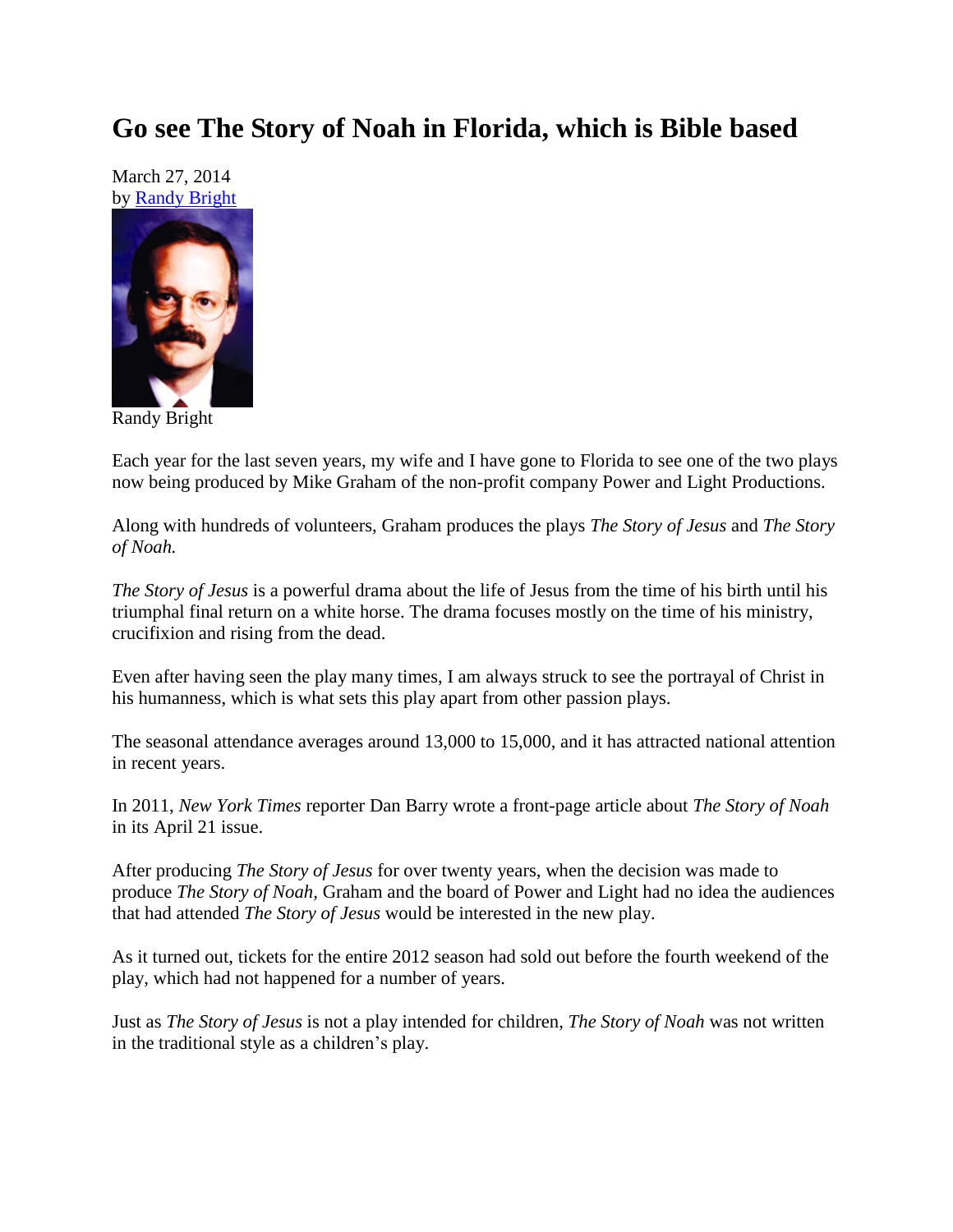# Go see The Story of Noah in Florida, which is Bible based

March 27, 2014
by Randy Bright

Randy Bright

Each year for the last seven years, my wife and I have gone to Florida to see one of the two plays now being produced by Mike Graham of the non-profit company Power and Light Productions.

Along with hundreds of volunteers, Graham produces the plays *The Story of Jesus* and *The Story of Noah.*

*The Story of Jesus* is a powerful drama about the life of Jesus from the time of his birth until his triumphal final return on a white horse. The drama focuses mostly on the time of his ministry, crucifixion and rising from the dead.

Even after having seen the play many times, I am always struck to see the portrayal of Christ in his humanness, which is what sets this play apart from other passion plays.

The seasonal attendance averages around 13,000 to 15,000, and it has attracted national attention in recent years.

In 2011, *New York Times* reporter Dan Barry wrote a front-page article about *The Story of Noah* in its April 21 issue.

After producing *The Story of Jesus* for over twenty years, when the decision was made to produce *The Story of Noah,* Graham and the board of Power and Light had no idea the audiences that had attended *The Story of Jesus* would be interested in the new play.

As it turned out, tickets for the entire 2012 season had sold out before the fourth weekend of the play, which had not happened for a number of years.

Just as *The Story of Jesus* is not a play intended for children, *The Story of Noah* was not written in the traditional style as a children's play.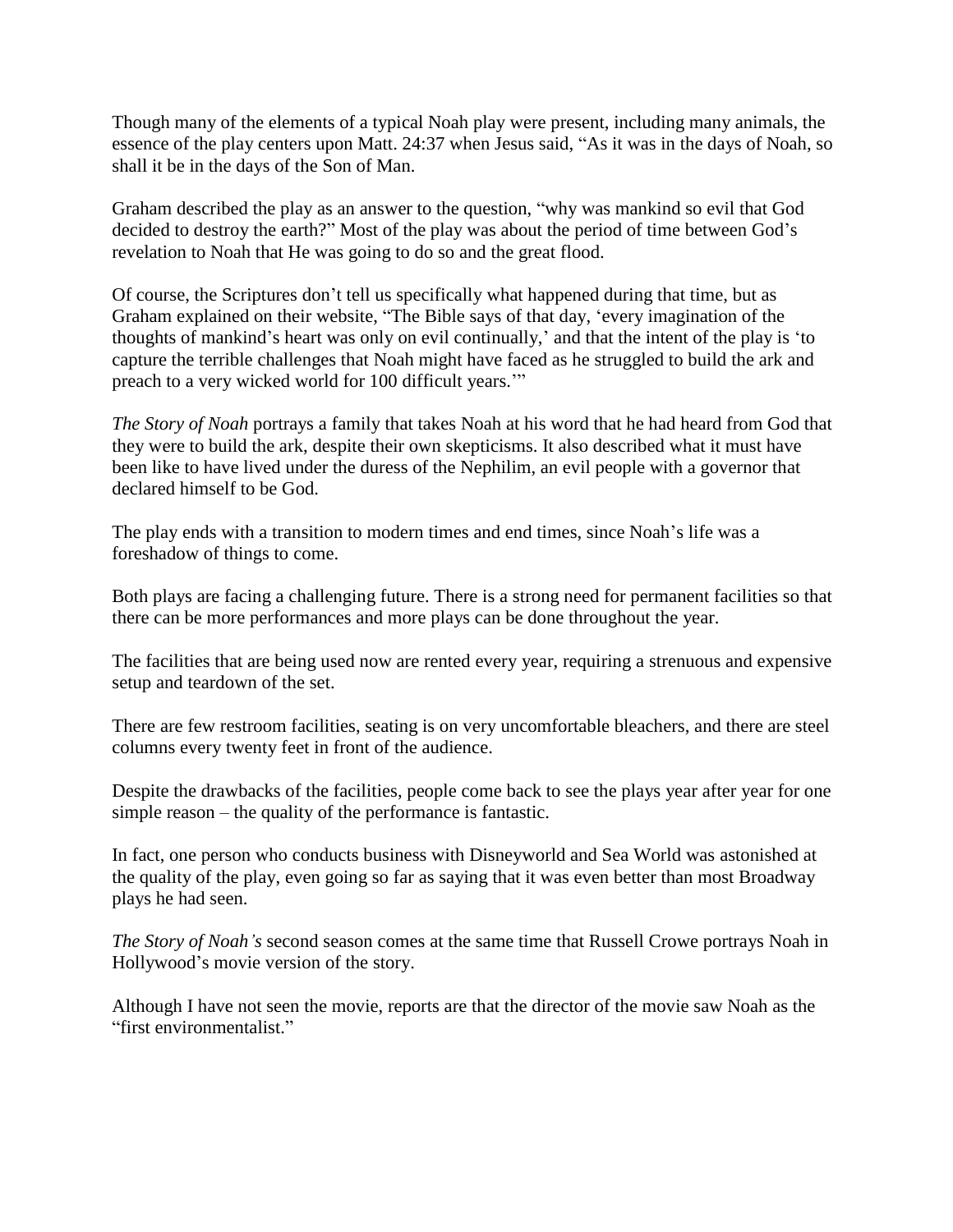Though many of the elements of a typical Noah play were present, including many animals, the essence of the play centers upon Matt. 24:37 when Jesus said, "As it was in the days of Noah, so shall it be in the days of the Son of Man.

Graham described the play as an answer to the question, "why was mankind so evil that God decided to destroy the earth?" Most of the play was about the period of time between God's revelation to Noah that He was going to do so and the great flood.

Of course, the Scriptures don't tell us specifically what happened during that time, but as Graham explained on their website, "The Bible says of that day, 'every imagination of the thoughts of mankind's heart was only on evil continually,' and that the intent of the play is 'to capture the terrible challenges that Noah might have faced as he struggled to build the ark and preach to a very wicked world for 100 difficult years.'"

*The Story of Noah* portrays a family that takes Noah at his word that he had heard from God that they were to build the ark, despite their own skepticisms. It also described what it must have been like to have lived under the duress of the Nephilim, an evil people with a governor that declared himself to be God.

The play ends with a transition to modern times and end times, since Noah's life was a foreshadow of things to come.

Both plays are facing a challenging future. There is a strong need for permanent facilities so that there can be more performances and more plays can be done throughout the year.

The facilities that are being used now are rented every year, requiring a strenuous and expensive setup and teardown of the set.

There are few restroom facilities, seating is on very uncomfortable bleachers, and there are steel columns every twenty feet in front of the audience.

Despite the drawbacks of the facilities, people come back to see the plays year after year for one simple reason – the quality of the performance is fantastic.

In fact, one person who conducts business with Disneyworld and Sea World was astonished at the quality of the play, even going so far as saying that it was even better than most Broadway plays he had seen.

*The Story of Noah's* second season comes at the same time that Russell Crowe portrays Noah in Hollywood's movie version of the story.

Although I have not seen the movie, reports are that the director of the movie saw Noah as the "first environmentalist."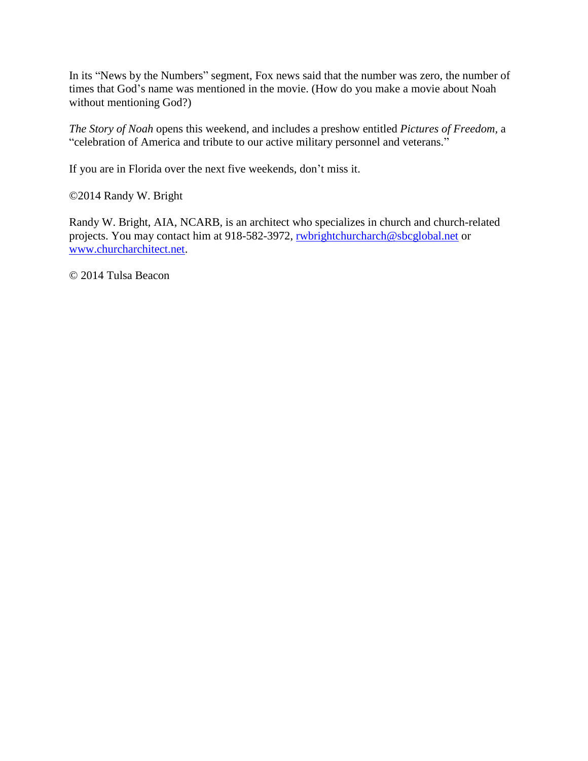In its "News by the Numbers" segment, Fox news said that the number was zero, the number of times that God's name was mentioned in the movie. (How do you make a movie about Noah without mentioning God?)

*The Story of Noah* opens this weekend, and includes a preshow entitled *Pictures of Freedom,* a "celebration of America and tribute to our active military personnel and veterans."

If you are in Florida over the next five weekends, don't miss it.

©2014 Randy W. Bright

Randy W. Bright, AIA, NCARB, is an architect who specializes in church and church-related projects. You may contact him at 918-582-3972, rwbrightchurcharch@sbcglobal.net or www.churcharchitect.net.

© 2014 Tulsa Beacon